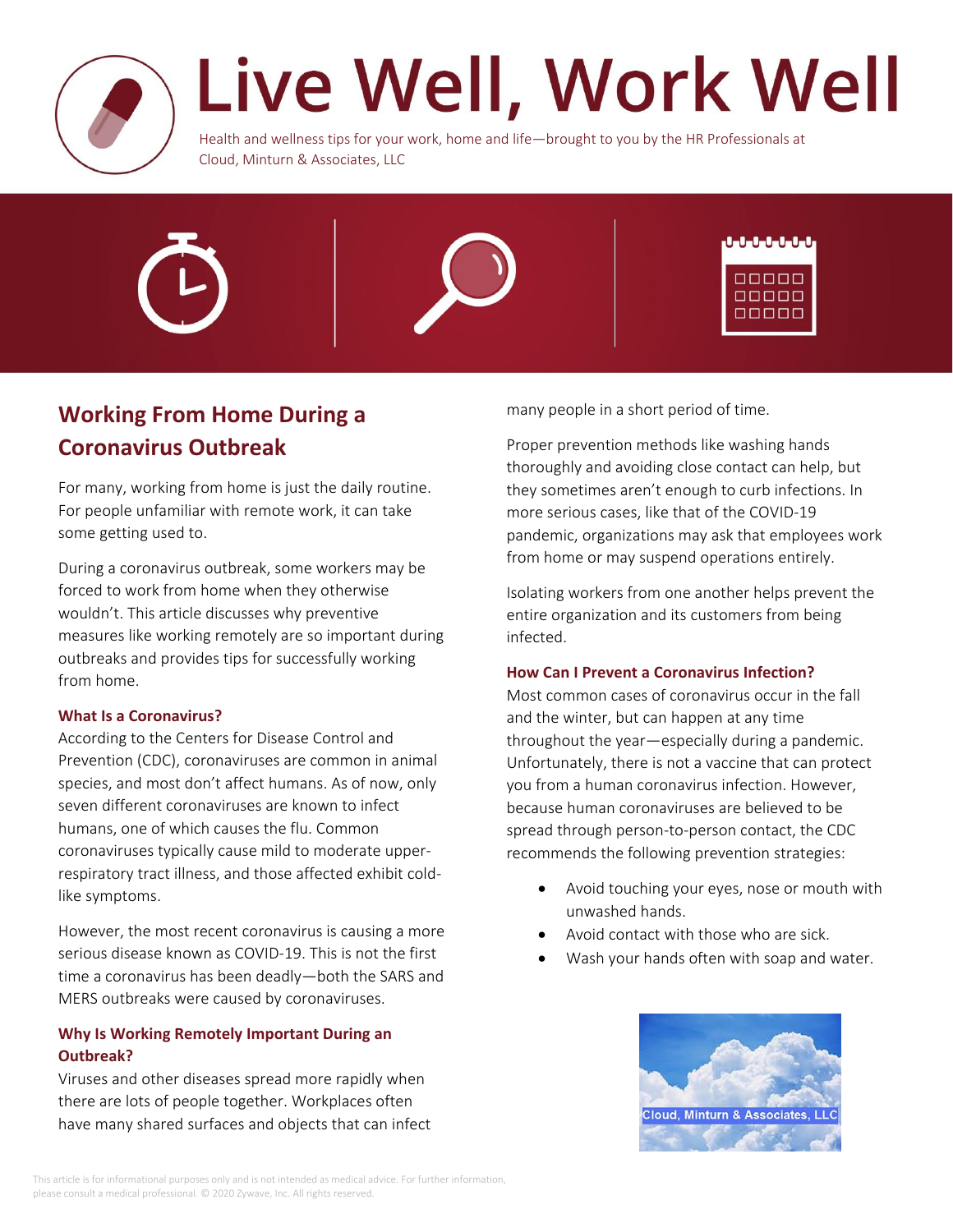# Live Well, Work Well

Health and wellness tips for your work, home and life—brought to you by the HR Professionals at Cloud, Minturn & Associates, LLC

## Working From Home During a Coronavirus Outbreak

For many, working from home is just the daily routine. For people unfamiliar with remote work, it can take some getting used to.

During a coronavirus outbreak, some workers may be forced to work from home when they otherwise wouldn't. This article discusses why preventive measures like working remotely are so important during outbreaks and provides tips for successfully working from home.

### What Is a Coronavirus?

According to the Centers for Disease Control and Prevention (CDC), coronaviruses are common in animal species, and most don't affect humans. As of now, only seven different coronaviruses are known to infect humans, one of which causes the flu. Common coronaviruses typically cause mild to moderate upper-respiratory tract illness, and those affected exhibit cold-like symptoms.

However, the most recent coronavirus is causing a more serious disease known as COVID-19. This is not the first time a coronavirus has been deadly—both the SARS and MERS outbreaks were caused by coronaviruses.

### Why Is Working Remotely Important During an Outbreak?

Viruses and other diseases spread more rapidly when there are lots of people together. Workplaces often have many shared surfaces and objects that can infect many people in a short period of time.

Proper prevention methods like washing hands thoroughly and avoiding close contact can help, but they sometimes aren't enough to curb infections. In more serious cases, like that of the COVID-19 pandemic, organizations may ask that employees work from home or may suspend operations entirely.

Isolating workers from one another helps prevent the entire organization and its customers from being infected.

### How Can I Prevent a Coronavirus Infection?

Most common cases of coronavirus occur in the fall and the winter, but can happen at any time throughout the year—especially during a pandemic. Unfortunately, there is not a vaccine that can protect you from a human coronavirus infection. However, because human coronaviruses are believed to be spread through person-to-person contact, the CDC recommends the following prevention strategies:

- Avoid touching your eyes, nose or mouth with unwashed hands.
- Avoid contact with those who are sick.
- Wash your hands often with soap and water.

Cloud, Minturn & Associates, LLC

This article is for informational purposes only and is not intended as medical advice. For further information, please consult a medical professional. © 2020 Zywave, Inc. All rights reserved.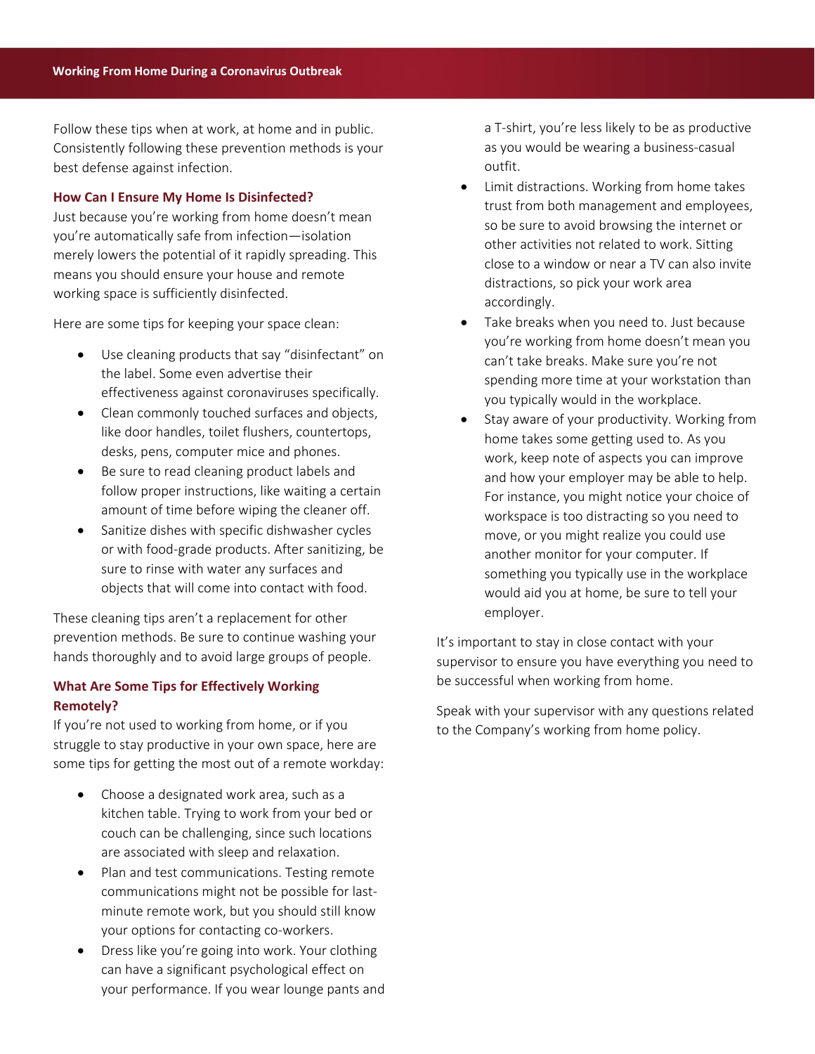Follow these tips when at work, at home and in public. Consistently following these prevention methods is your best defense against infection.

### How Can I Ensure My Home Is Disinfected?

Just because you're working from home doesn't mean you're automatically safe from infection—isolation merely lowers the potential of it rapidly spreading. This means you should ensure your house and remote working space is sufficiently disinfected.

Here are some tips for keeping your space clean:

- Use cleaning products that say "disinfectant" on the label. Some even advertise their effectiveness against coronaviruses specifically.
- Clean commonly touched surfaces and objects, like door handles, toilet flushers, countertops, desks, pens, computer mice and phones.
- Be sure to read cleaning product labels and follow proper instructions, like waiting a certain amount of time before wiping the cleaner off.
- Sanitize dishes with specific dishwasher cycles or with food-grade products. After sanitizing, be sure to rinse with water any surfaces and objects that will come into contact with food.

These cleaning tips aren't a replacement for other prevention methods. Be sure to continue washing your hands thoroughly and to avoid large groups of people.

### What Are Some Tips for Effectively Working Remotely?

If you're not used to working from home, or if you struggle to stay productive in your own space, here are some tips for getting the most out of a remote workday:

- Choose a designated work area, such as a kitchen table. Trying to work from your bed or couch can be challenging, since such locations are associated with sleep and relaxation.
- Plan and test communications. Testing remote communications might not be possible for last-minute remote work, but you should still know your options for contacting co-workers.
- Dress like you're going into work. Your clothing can have a significant psychological effect on your performance. If you wear lounge pants and a T-shirt, you're less likely to be as productive as you would be wearing a business-casual outfit.
- Limit distractions. Working from home takes trust from both management and employees, so be sure to avoid browsing the internet or other activities not related to work. Sitting close to a window or near a TV can also invite distractions, so pick your work area accordingly.
- Take breaks when you need to. Just because you're working from home doesn't mean you can't take breaks. Make sure you're not spending more time at your workstation than you typically would in the workplace.
- Stay aware of your productivity. Working from home takes some getting used to. As you work, keep note of aspects you can improve and how your employer may be able to help. For instance, you might notice your choice of workspace is too distracting so you need to move, or you might realize you could use another monitor for your computer. If something you typically use in the workplace would aid you at home, be sure to tell your employer.

It's important to stay in close contact with your supervisor to ensure you have everything you need to be successful when working from home.

Speak with your supervisor with any questions related to the Company's working from home policy.